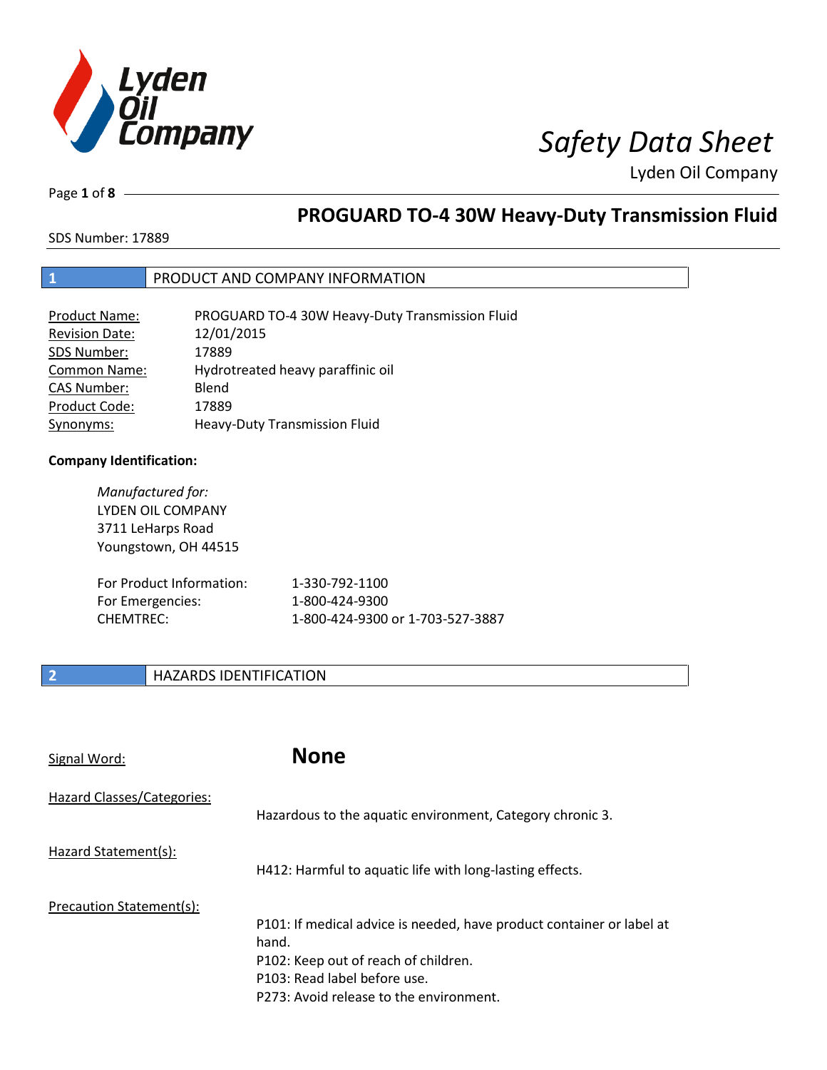# Safety Data Sheet

Lyden Oil Company

## PROGUARD TO-4 30W Heavy-Duty Transmission Fluid

SDS Number: 17889

## 1 PRODUCT AND COMPANY INFORMATION

| | |
|---|---|
| Product Name: | PROGUARD TO-4 30W Heavy-Duty Transmission Fluid |
| Revision Date: | 12/01/2015 |
| SDS Number: | 17889 |
| Common Name: | Hydrotreated heavy paraffinic oil |
| CAS Number: | Blend |
| Product Code: | 17889 |
| Synonyms: | Heavy-Duty Transmission Fluid |

**Company Identification:**

*Manufactured for:*
LYDEN OIL COMPANY
3711 LeHarps Road
Youngstown, OH 44515

| | |
|---|---|
| For Product Information: | 1-330-792-1100 |
| For Emergencies: | 1-800-424-9300 |
| CHEMTREC: | 1-800-424-9300 or 1-703-527-3887 |

## 2 HAZARDS IDENTIFICATION

Signal Word: **None**

Hazard Classes/Categories:

Hazardous to the aquatic environment, Category chronic 3.

Hazard Statement(s):

H412: Harmful to aquatic life with long-lasting effects.

Precaution Statement(s):

P101: If medical advice is needed, have product container or label at hand.
P102: Keep out of reach of children.
P103: Read label before use.
P273: Avoid release to the environment.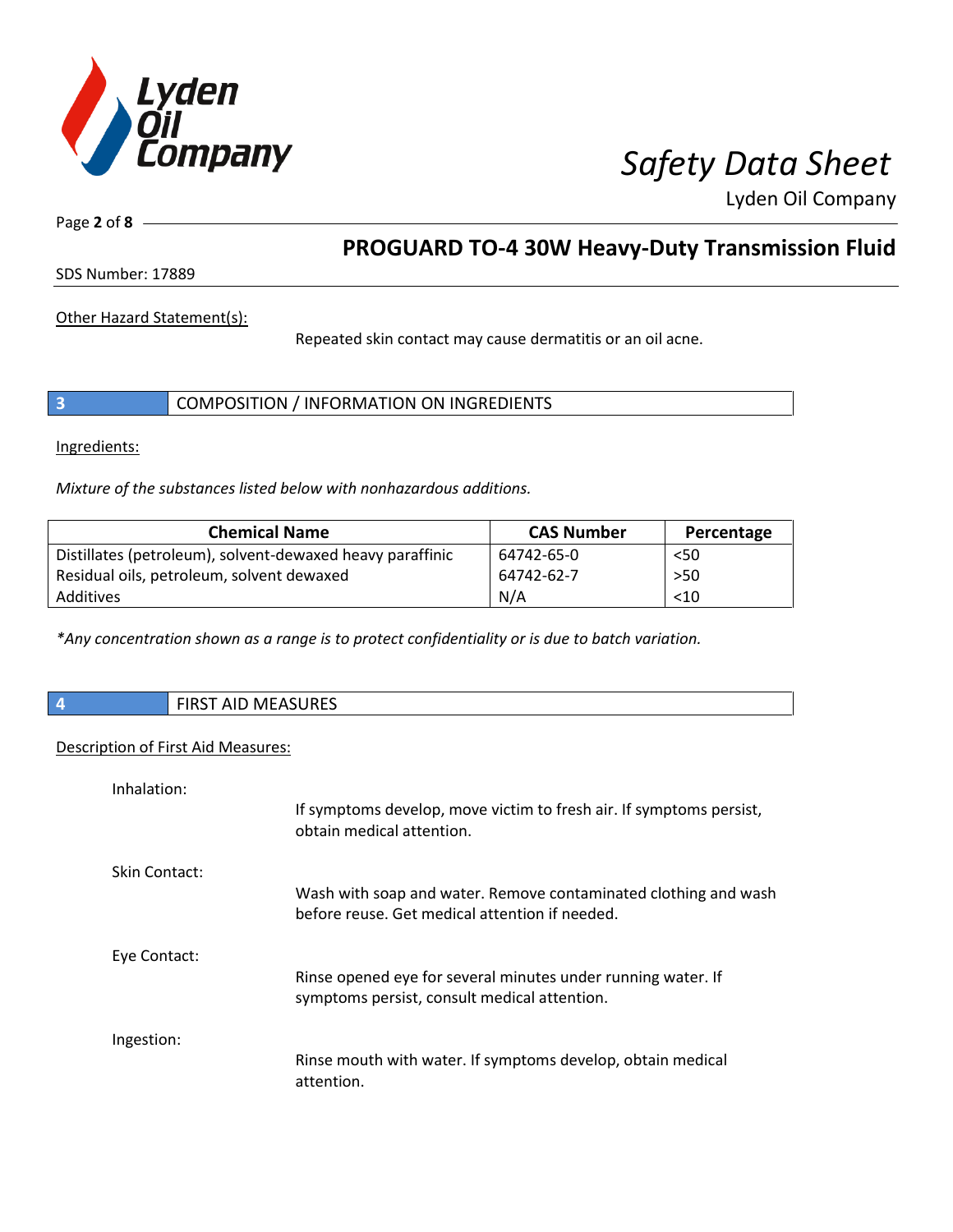Other Hazard Statement(s):

Repeated skin contact may cause dermatitis or an oil acne.

## 3 COMPOSITION / INFORMATION ON INGREDIENTS

Ingredients:

*Mixture of the substances listed below with nonhazardous additions.*

| Chemical Name | CAS Number | Percentage |
| --- | --- | --- |
| Distillates (petroleum), solvent-dewaxed heavy paraffinic | 64742-65-0 | <50 |
| Residual oils, petroleum, solvent dewaxed | 64742-62-7 | >50 |
| Additives | N/A | <10 |

*\*Any concentration shown as a range is to protect confidentiality or is due to batch variation.*

## 4 FIRST AID MEASURES

Description of First Aid Measures:

Inhalation:

If symptoms develop, move victim to fresh air. If symptoms persist, obtain medical attention.

Skin Contact:

Wash with soap and water. Remove contaminated clothing and wash before reuse. Get medical attention if needed.

Eye Contact:

Rinse opened eye for several minutes under running water. If symptoms persist, consult medical attention.

Ingestion:

Rinse mouth with water. If symptoms develop, obtain medical attention.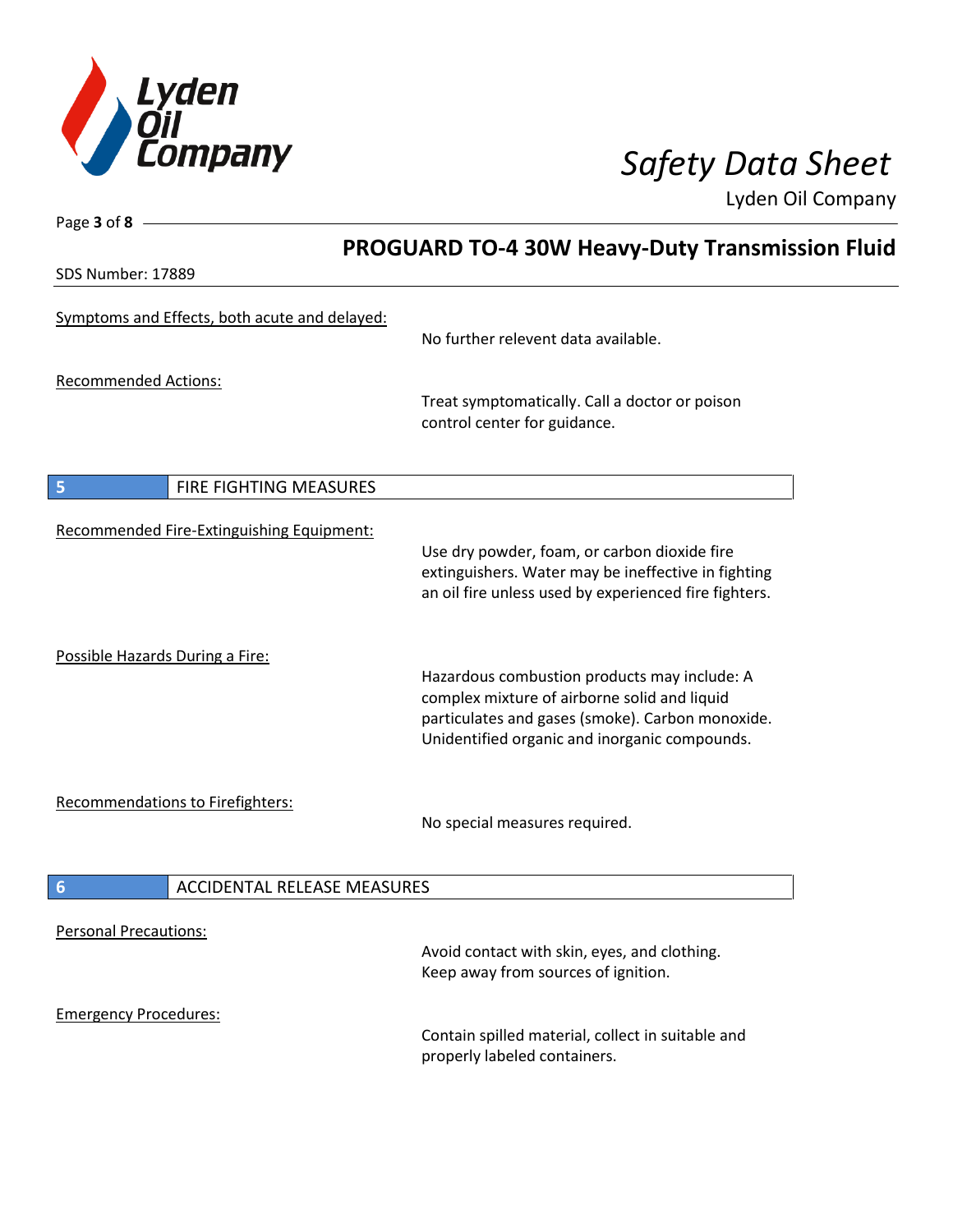Symptoms and Effects, both acute and delayed:

No further relevent data available.

Recommended Actions:

Treat symptomatically. Call a doctor or poison control center for guidance.

## 5 FIRE FIGHTING MEASURES

Recommended Fire-Extinguishing Equipment:

Use dry powder, foam, or carbon dioxide fire extinguishers. Water may be ineffective in fighting an oil fire unless used by experienced fire fighters.

Possible Hazards During a Fire:

Hazardous combustion products may include: A complex mixture of airborne solid and liquid particulates and gases (smoke). Carbon monoxide. Unidentified organic and inorganic compounds.

Recommendations to Firefighters:

No special measures required.

## 6 ACCIDENTAL RELEASE MEASURES

Personal Precautions:

Avoid contact with skin, eyes, and clothing. Keep away from sources of ignition.

Emergency Procedures:

Contain spilled material, collect in suitable and properly labeled containers.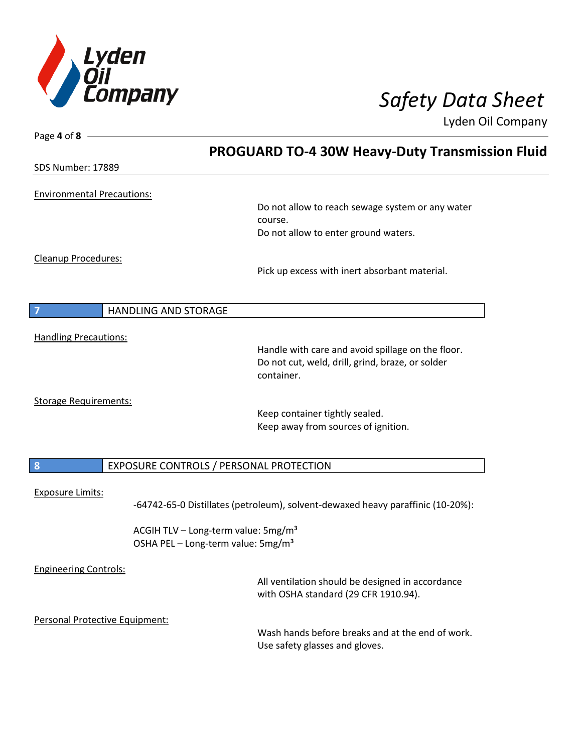Environmental Precautions:

Do not allow to reach sewage system or any water course.
Do not allow to enter ground waters.

Cleanup Procedures:

Pick up excess with inert absorbant material.

## 7 HANDLING AND STORAGE

Handling Precautions:

Handle with care and avoid spillage on the floor.
Do not cut, weld, drill, grind, braze, or solder container.

Storage Requirements:

Keep container tightly sealed.
Keep away from sources of ignition.

## 8 EXPOSURE CONTROLS / PERSONAL PROTECTION

Exposure Limits:

-64742-65-0 Distillates (petroleum), solvent-dewaxed heavy paraffinic (10-20%):

ACGIH TLV – Long-term value: 5mg/m³
OSHA PEL – Long-term value: 5mg/m³

Engineering Controls:

All ventilation should be designed in accordance with OSHA standard (29 CFR 1910.94).

Personal Protective Equipment:

Wash hands before breaks and at the end of work.
Use safety glasses and gloves.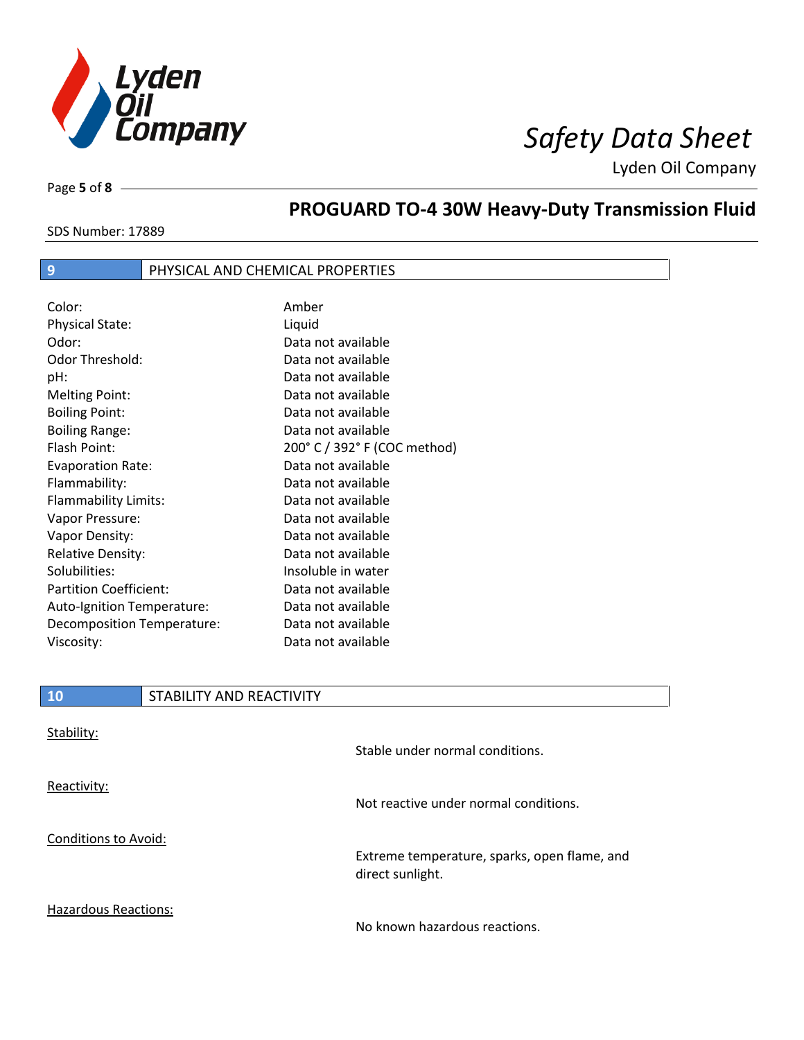## 9 PHYSICAL AND CHEMICAL PROPERTIES

| Property | Value |
|---|---|
| Color: | Amber |
| Physical State: | Liquid |
| Odor: | Data not available |
| Odor Threshold: | Data not available |
| pH: | Data not available |
| Melting Point: | Data not available |
| Boiling Point: | Data not available |
| Boiling Range: | Data not available |
| Flash Point: | 200° C / 392° F (COC method) |
| Evaporation Rate: | Data not available |
| Flammability: | Data not available |
| Flammability Limits: | Data not available |
| Vapor Pressure: | Data not available |
| Vapor Density: | Data not available |
| Relative Density: | Data not available |
| Solubilities: | Insoluble in water |
| Partition Coefficient: | Data not available |
| Auto-Ignition Temperature: | Data not available |
| Decomposition Temperature: | Data not available |
| Viscosity: | Data not available |

## 10 STABILITY AND REACTIVITY

**Stability:**

Stable under normal conditions.

**Reactivity:**

Not reactive under normal conditions.

**Conditions to Avoid:**

Extreme temperature, sparks, open flame, and direct sunlight.

**Hazardous Reactions:**

No known hazardous reactions.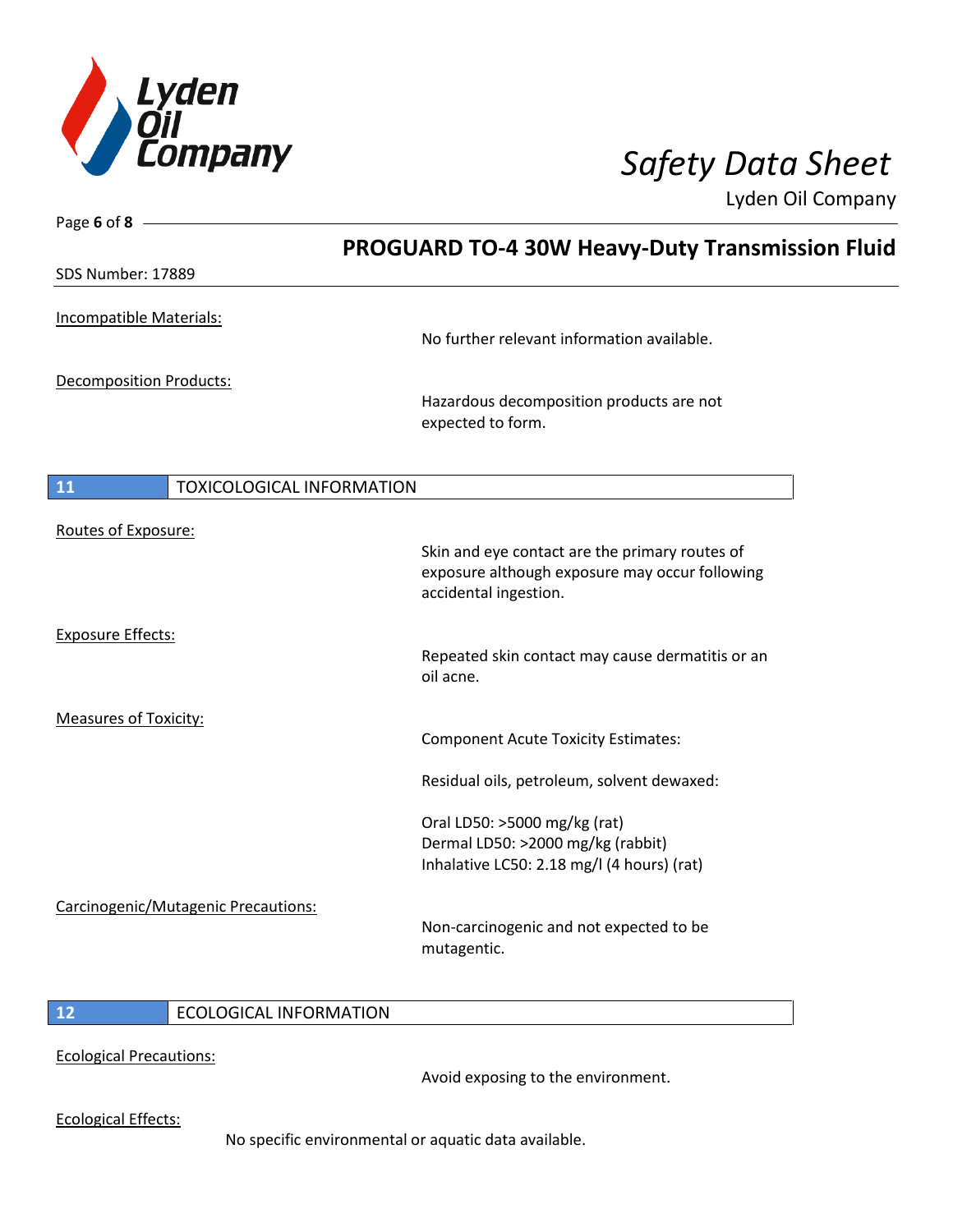Incompatible Materials:

No further relevant information available.

Decomposition Products:

Hazardous decomposition products are not expected to form.

## 11 TOXICOLOGICAL INFORMATION

Routes of Exposure:

Skin and eye contact are the primary routes of exposure although exposure may occur following accidental ingestion.

Exposure Effects:

Repeated skin contact may cause dermatitis or an oil acne.

Measures of Toxicity:

Component Acute Toxicity Estimates:

Residual oils, petroleum, solvent dewaxed:

Oral LD50: >5000 mg/kg (rat)
Dermal LD50: >2000 mg/kg (rabbit)
Inhalative LC50: 2.18 mg/l (4 hours) (rat)

Carcinogenic/Mutagenic Precautions:

Non-carcinogenic and not expected to be mutagentic.

## 12 ECOLOGICAL INFORMATION

Ecological Precautions:

Avoid exposing to the environment.

Ecological Effects:

No specific environmental or aquatic data available.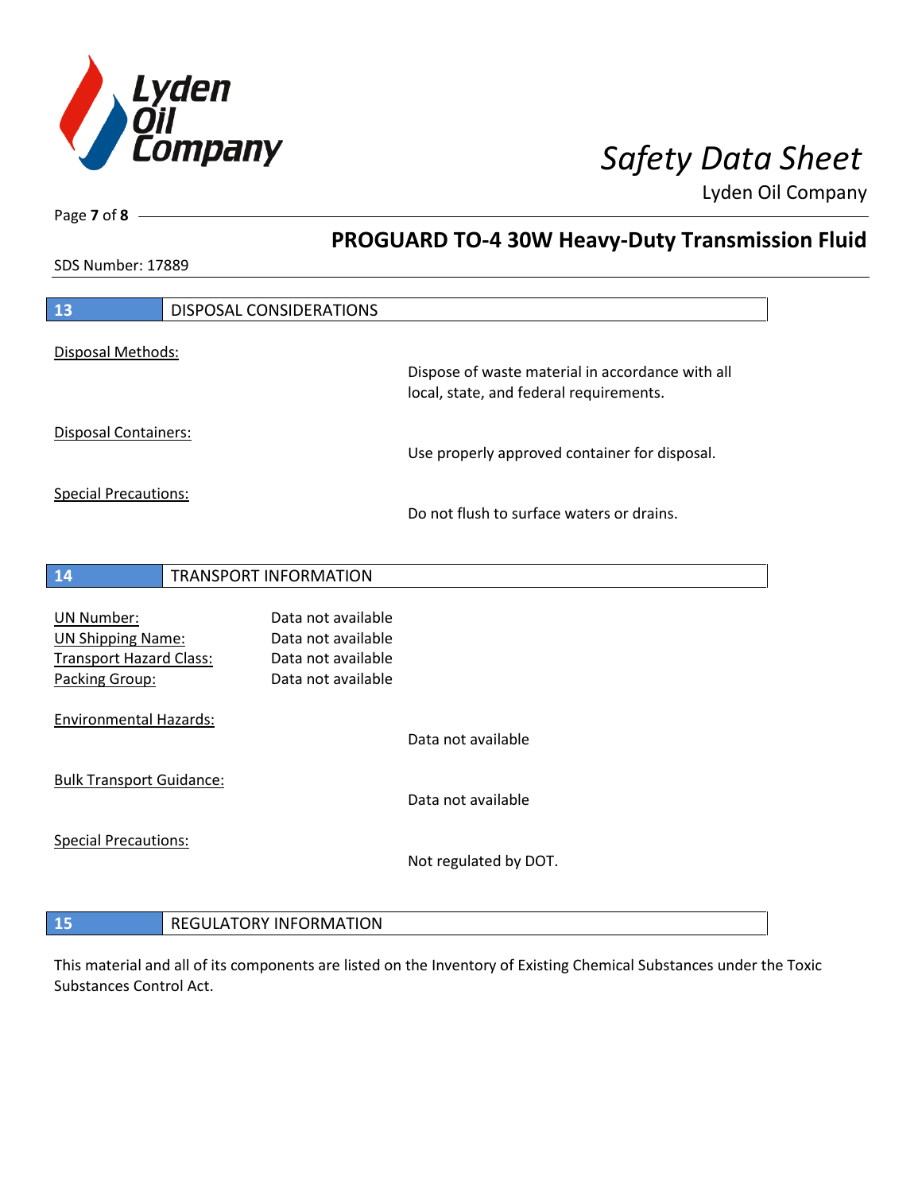## 13 DISPOSAL CONSIDERATIONS

Disposal Methods:

Dispose of waste material in accordance with all local, state, and federal requirements.

Disposal Containers:

Use properly approved container for disposal.

Special Precautions:

Do not flush to surface waters or drains.

## 14 TRANSPORT INFORMATION

| | |
|---|---|
| UN Number: | Data not available |
| UN Shipping Name: | Data not available |
| Transport Hazard Class: | Data not available |
| Packing Group: | Data not available |

Environmental Hazards:

Data not available

Bulk Transport Guidance:

Data not available

Special Precautions:

Not regulated by DOT.

## 15 REGULATORY INFORMATION

This material and all of its components are listed on the Inventory of Existing Chemical Substances under the Toxic Substances Control Act.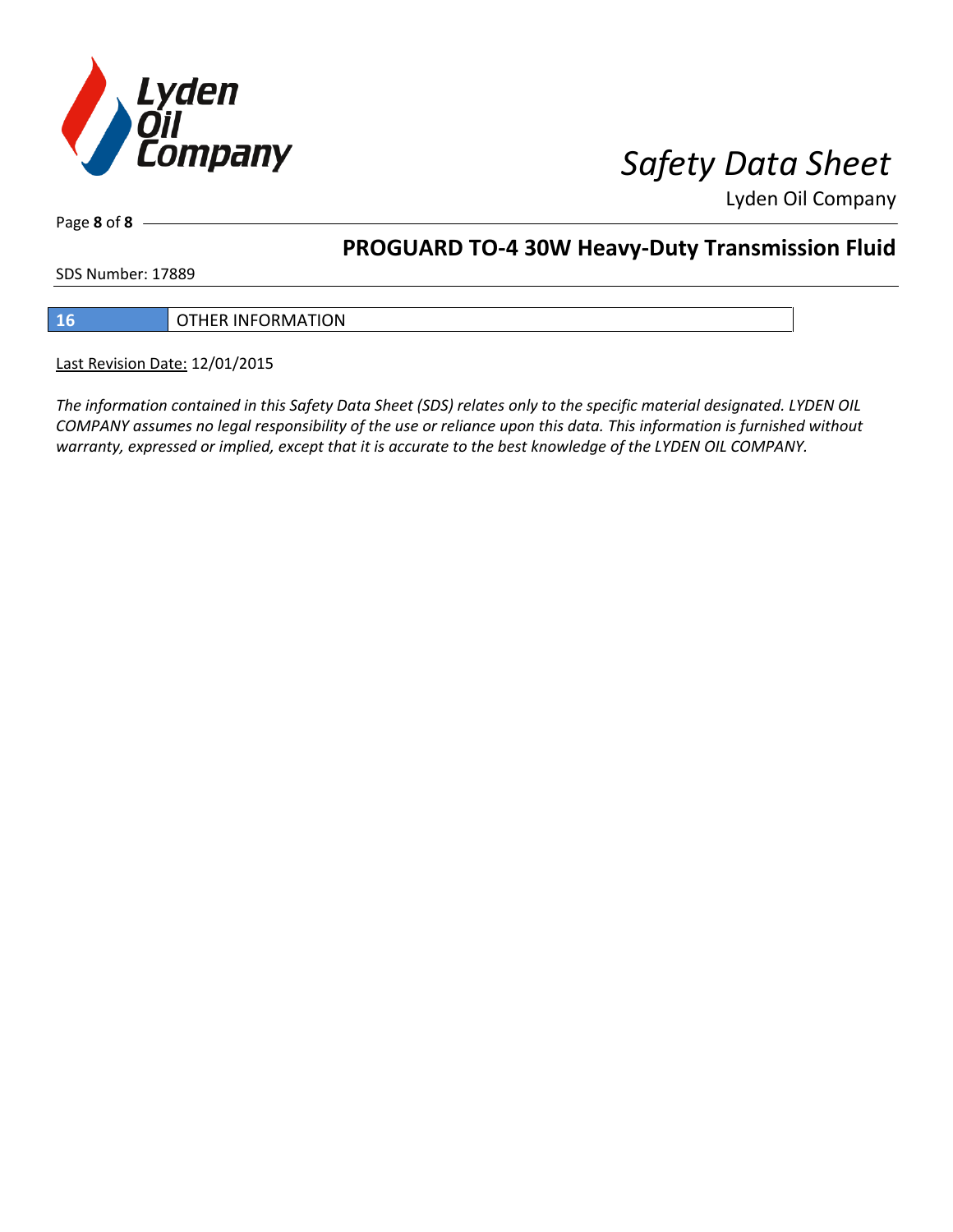## 16 OTHER INFORMATION

Last Revision Date: 12/01/2015

*The information contained in this Safety Data Sheet (SDS) relates only to the specific material designated. LYDEN OIL COMPANY assumes no legal responsibility of the use or reliance upon this data. This information is furnished without warranty, expressed or implied, except that it is accurate to the best knowledge of the LYDEN OIL COMPANY.*